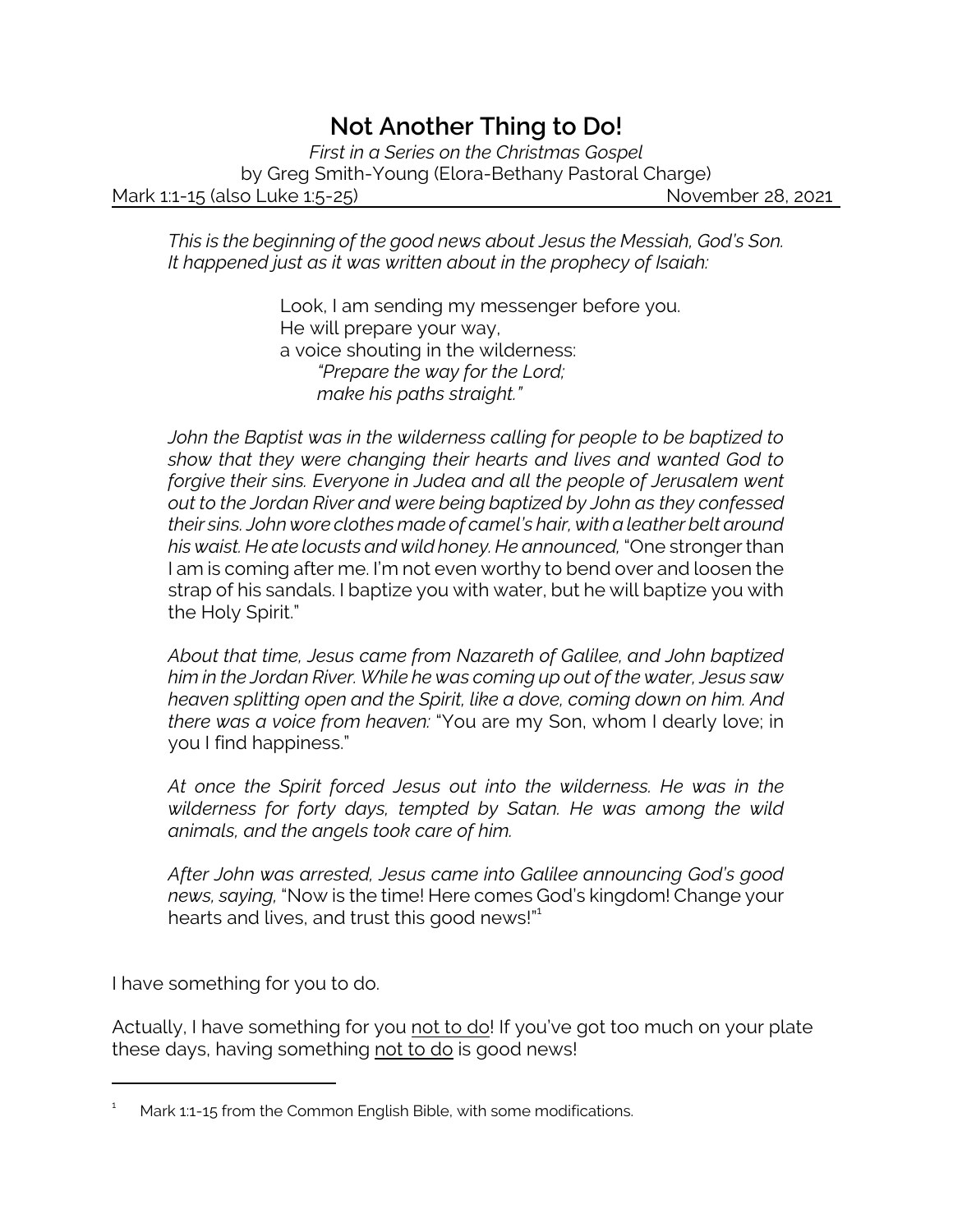# Not Another Thing to Do!

*First in a Series on the Christmas Gospel*
by Greg Smith-Young (Elora-Bethany Pastoral Charge)

Mark 1:1-15 (also Luke 1:5-25) November 28, 2021

*This is the beginning of the good news about Jesus the Messiah, God's Son. It happened just as it was written about in the prophecy of Isaiah:*

> Look, I am sending my messenger before you.
> He will prepare your way,
> a voice shouting in the wilderness:
> *"Prepare the way for the Lord;*
> *make his paths straight."*

*John the Baptist was in the wilderness calling for people to be baptized to show that they were changing their hearts and lives and wanted God to forgive their sins. Everyone in Judea and all the people of Jerusalem went out to the Jordan River and were being baptized by John as they confessed their sins. John wore clothes made of camel's hair, with a leather belt around his waist. He ate locusts and wild honey. He announced,* "One stronger than I am is coming after me. I'm not even worthy to bend over and loosen the strap of his sandals. I baptize you with water, but he will baptize you with the Holy Spirit."

*About that time, Jesus came from Nazareth of Galilee, and John baptized him in the Jordan River. While he was coming up out of the water, Jesus saw heaven splitting open and the Spirit, like a dove, coming down on him. And there was a voice from heaven:* "You are my Son, whom I dearly love; in you I find happiness."

*At once the Spirit forced Jesus out into the wilderness. He was in the wilderness for forty days, tempted by Satan. He was among the wild animals, and the angels took care of him.*

*After John was arrested, Jesus came into Galilee announcing God's good news, saying,* "Now is the time! Here comes God's kingdom! Change your hearts and lives, and trust this good news!"[1]

I have something for you to do.

Actually, I have something for you <u>not to do</u>! If you've got too much on your plate these days, having something <u>not to do</u> is good news!

[1] Mark 1:1-15 from the Common English Bible, with some modifications.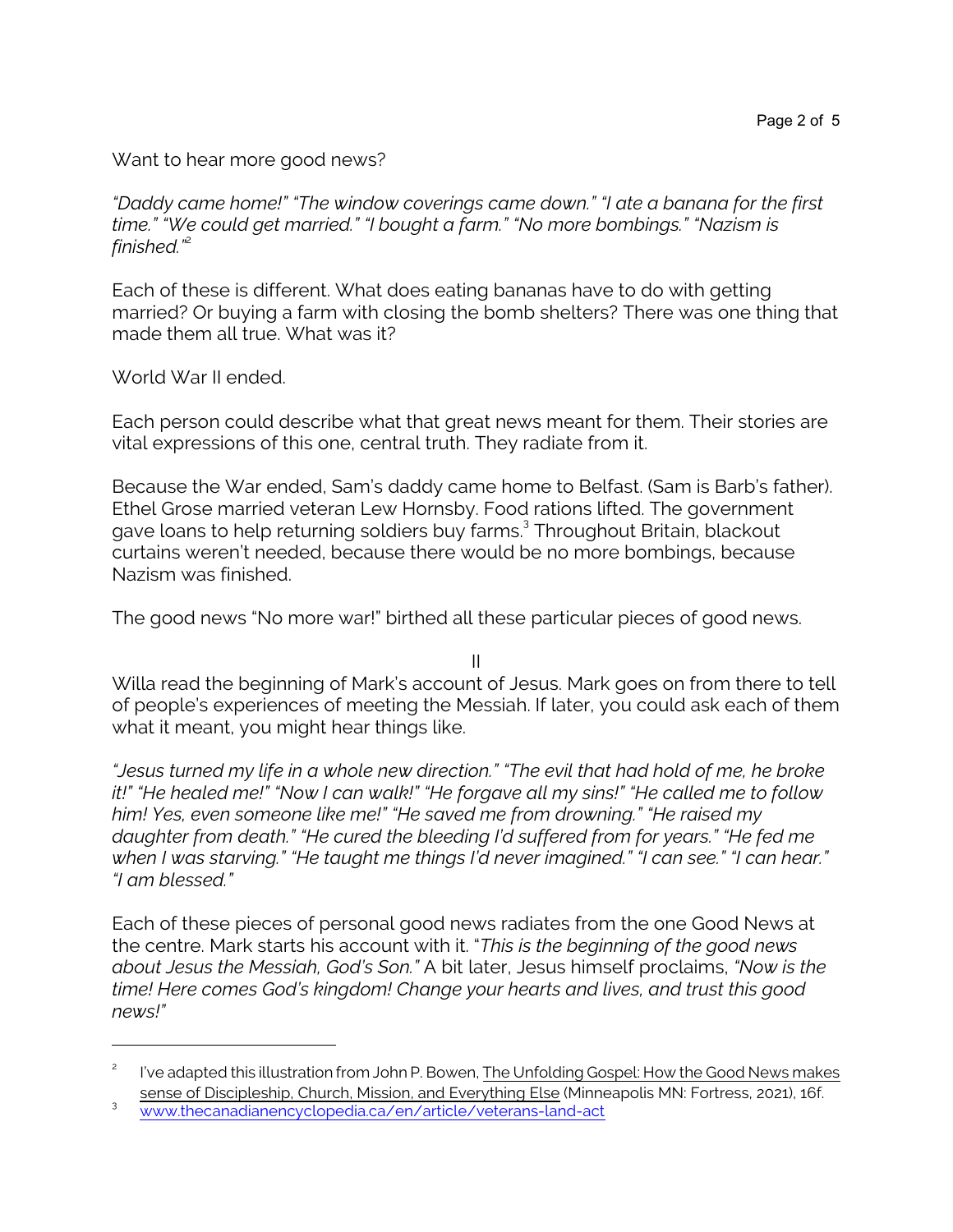Want to hear more good news?

*"Daddy came home!" "The window coverings came down." "I ate a banana for the first time." "We could get married." "I bought a farm." "No more bombings." "Nazism is finished."*[2]

Each of these is different. What does eating bananas have to do with getting married? Or buying a farm with closing the bomb shelters? There was one thing that made them all true. What was it?

World War II ended.

Each person could describe what that great news meant for them. Their stories are vital expressions of this one, central truth. They radiate from it.

Because the War ended, Sam's daddy came home to Belfast. (Sam is Barb's father). Ethel Grose married veteran Lew Hornsby. Food rations lifted. The government gave loans to help returning soldiers buy farms.[3] Throughout Britain, blackout curtains weren't needed, because there would be no more bombings, because Nazism was finished.

The good news "No more war!" birthed all these particular pieces of good news.

II

Willa read the beginning of Mark's account of Jesus. Mark goes on from there to tell of people's experiences of meeting the Messiah. If later, you could ask each of them what it meant, you might hear things like.

*"Jesus turned my life in a whole new direction." "The evil that had hold of me, he broke it!" "He healed me!" "Now I can walk!" "He forgave all my sins!" "He called me to follow him! Yes, even someone like me!" "He saved me from drowning." "He raised my daughter from death." "He cured the bleeding I'd suffered from for years." "He fed me when I was starving." "He taught me things I'd never imagined." "I can see." "I can hear." "I am blessed."*

Each of these pieces of personal good news radiates from the one Good News at the centre. Mark starts his account with it. "*This is the beginning of the good news about Jesus the Messiah, God's Son."* A bit later, Jesus himself proclaims, *"Now is the time! Here comes God's kingdom! Change your hearts and lives, and trust this good news!"*

---

[2] I've adapted this illustration from John P. Bowen, The Unfolding Gospel: How the Good News makes sense of Discipleship, Church, Mission, and Everything Else (Minneapolis MN: Fortress, 2021), 16f.

[3] www.thecanadianencyclopedia.ca/en/article/veterans-land-act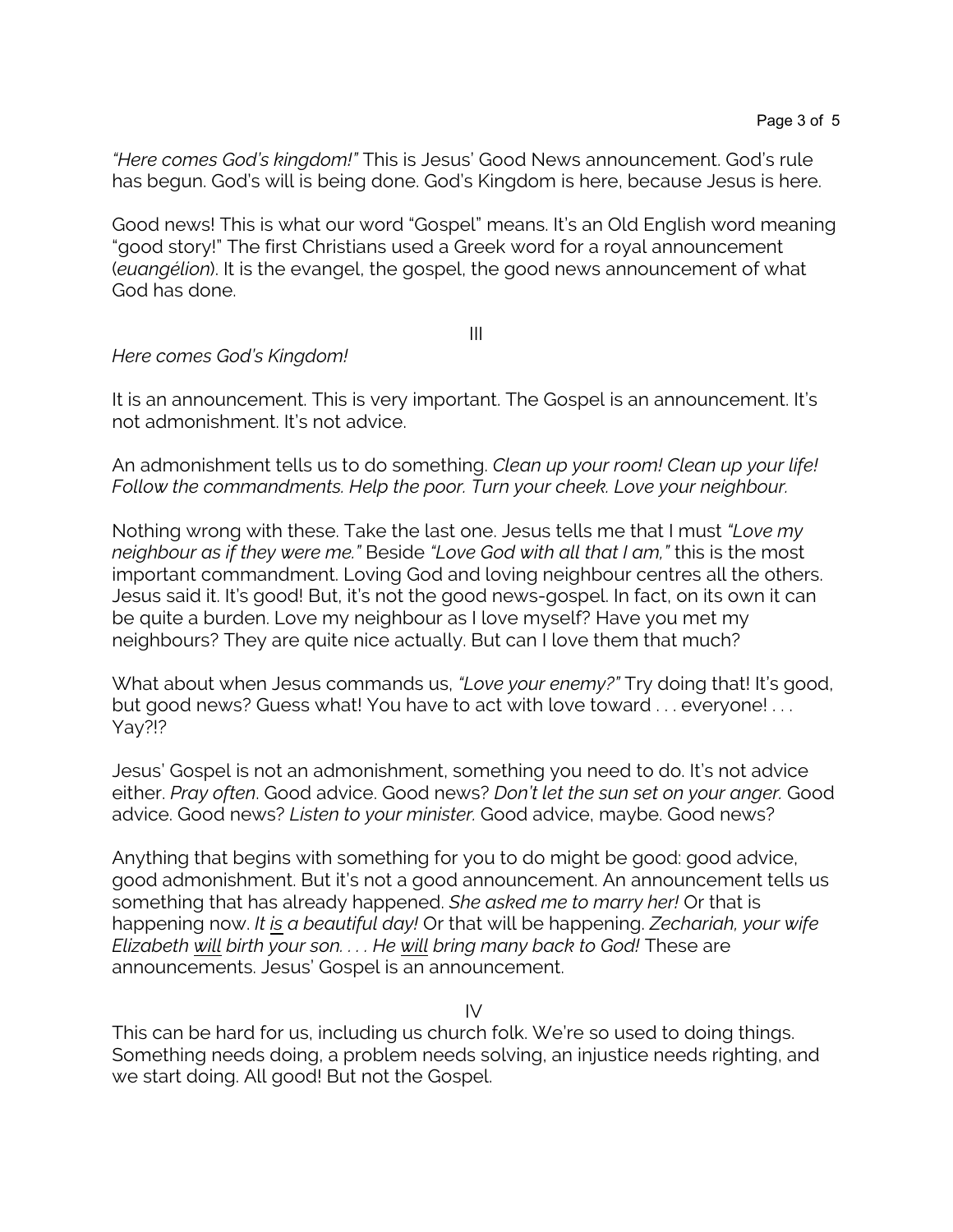*"Here comes God's kingdom!"* This is Jesus' Good News announcement. God's rule has begun. God's will is being done. God's Kingdom is here, because Jesus is here.

Good news! This is what our word "Gospel" means. It's an Old English word meaning "good story!" The first Christians used a Greek word for a royal announcement (*euangélion*). It is the evangel, the gospel, the good news announcement of what God has done.

III

*Here comes God's Kingdom!*

It is an announcement. This is very important. The Gospel is an announcement. It's not admonishment. It's not advice.

An admonishment tells us to do something. *Clean up your room! Clean up your life! Follow the commandments. Help the poor. Turn your cheek. Love your neighbour.*

Nothing wrong with these. Take the last one. Jesus tells me that I must *"Love my neighbour as if they were me."* Beside *"Love God with all that I am,"* this is the most important commandment. Loving God and loving neighbour centres all the others. Jesus said it. It's good! But, it's not the good news-gospel. In fact, on its own it can be quite a burden. Love my neighbour as I love myself? Have you met my neighbours? They are quite nice actually. But can I love them that much?

What about when Jesus commands us, *"Love your enemy?"* Try doing that! It's good, but good news? Guess what! You have to act with love toward . . . everyone! . . . Yay?!?

Jesus' Gospel is not an admonishment, something you need to do. It's not advice either. *Pray often*. Good advice. Good news? *Don't let the sun set on your anger.* Good advice. Good news? *Listen to your minister.* Good advice, maybe. Good news?

Anything that begins with something for you to do might be good: good advice, good admonishment. But it's not a good announcement. An announcement tells us something that has already happened. *She asked me to marry her!* Or that is happening now. *It <u>is</u> a beautiful day!* Or that will be happening. *Zechariah, your wife Elizabeth <u>will</u> birth your son. . . . He <u>will</u> bring many back to God!* These are announcements. Jesus' Gospel is an announcement.

IV

This can be hard for us, including us church folk. We're so used to doing things. Something needs doing, a problem needs solving, an injustice needs righting, and we start doing. All good! But not the Gospel.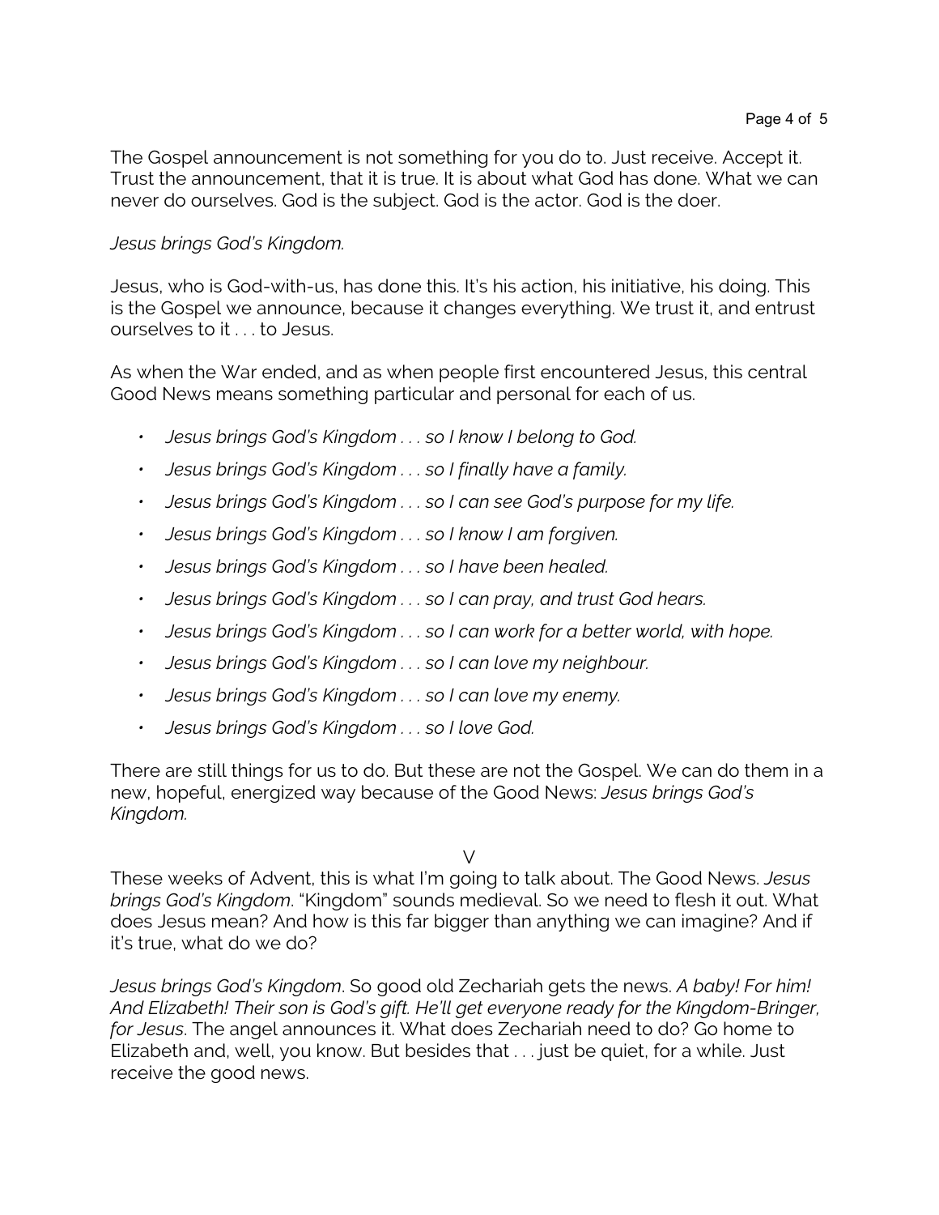The Gospel announcement is not something for you do to. Just receive. Accept it. Trust the announcement, that it is true. It is about what God has done. What we can never do ourselves. God is the subject. God is the actor. God is the doer.

*Jesus brings God's Kingdom.*

Jesus, who is God-with-us, has done this. It's his action, his initiative, his doing. This is the Gospel we announce, because it changes everything. We trust it, and entrust ourselves to it . . . to Jesus.

As when the War ended, and as when people first encountered Jesus, this central Good News means something particular and personal for each of us.

- *Jesus brings God's Kingdom . . . so I know I belong to God.*
- *Jesus brings God's Kingdom . . . so I finally have a family.*
- *Jesus brings God's Kingdom . . . so I can see God's purpose for my life.*
- *Jesus brings God's Kingdom . . . so I know I am forgiven.*
- *Jesus brings God's Kingdom . . . so I have been healed.*
- *Jesus brings God's Kingdom . . . so I can pray, and trust God hears.*
- *Jesus brings God's Kingdom . . . so I can work for a better world, with hope.*
- *Jesus brings God's Kingdom . . . so I can love my neighbour.*
- *Jesus brings God's Kingdom . . . so I can love my enemy.*
- *Jesus brings God's Kingdom . . . so I love God.*

There are still things for us to do. But these are not the Gospel. We can do them in a new, hopeful, energized way because of the Good News: *Jesus brings God's Kingdom.*

V

These weeks of Advent, this is what I'm going to talk about. The Good News. *Jesus brings God's Kingdom*. "Kingdom" sounds medieval. So we need to flesh it out. What does Jesus mean? And how is this far bigger than anything we can imagine? And if it's true, what do we do?

*Jesus brings God's Kingdom*. So good old Zechariah gets the news. *A baby! For him! And Elizabeth! Their son is God's gift. He'll get everyone ready for the Kingdom-Bringer, for Jesus*. The angel announces it. What does Zechariah need to do? Go home to Elizabeth and, well, you know. But besides that . . . just be quiet, for a while. Just receive the good news.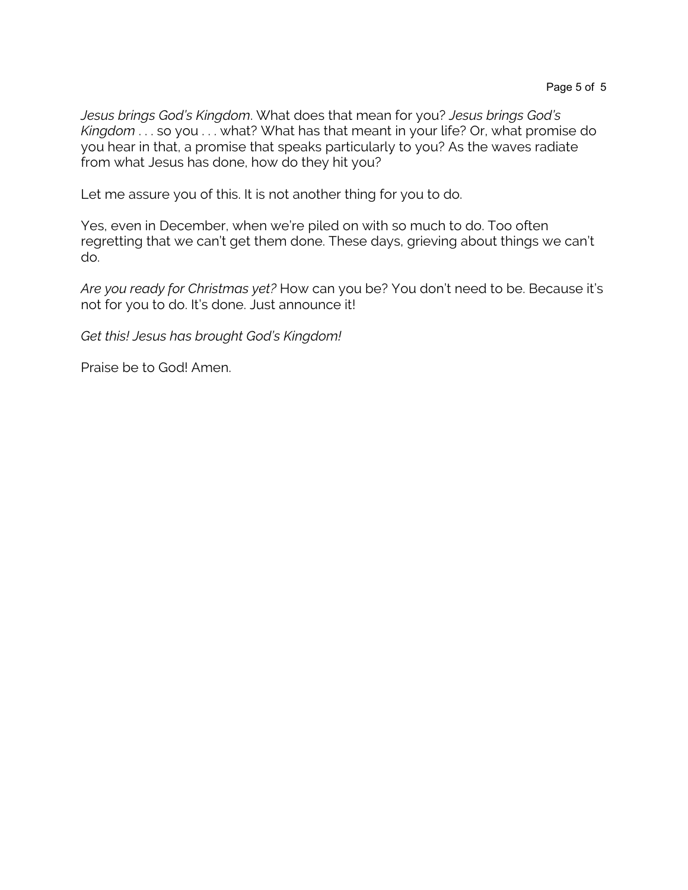*Jesus brings God's Kingdom*. What does that mean for you? *Jesus brings God's Kingdom* . . . so you . . . what? What has that meant in your life? Or, what promise do you hear in that, a promise that speaks particularly to you? As the waves radiate from what Jesus has done, how do they hit you?

Let me assure you of this. It is not another thing for you to do.

Yes, even in December, when we're piled on with so much to do. Too often regretting that we can't get them done. These days, grieving about things we can't do.

*Are you ready for Christmas yet?* How can you be? You don't need to be. Because it's not for you to do. It's done. Just announce it!

*Get this! Jesus has brought God's Kingdom!*

Praise be to God! Amen.